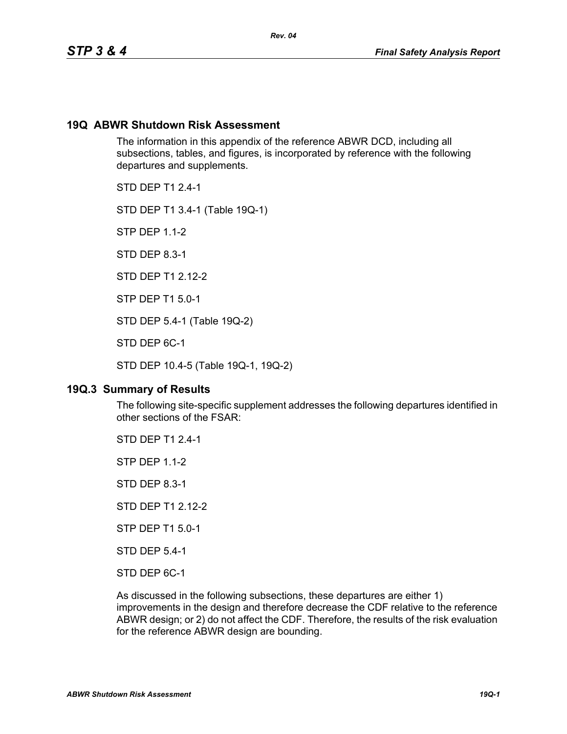# 19Q ABWR Shutdown Risk Assessment

The information in this appendix of the reference ABWR DCD, including all subsections, tables, and figures, is incorporated by reference with the following departures and supplements.

STD DEP T1 2.4-1

STD DEP T1 3.4-1 (Table 19Q-1)

STP DEP 1.1-2

STD DEP 8.3-1

STD DEP T1 2.12-2

STP DEP T1 5.0-1

STD DEP 5.4-1 (Table 19Q-2)

STD DEP 6C-1

STD DEP 10.4-5 (Table 19Q-1, 19Q-2)

## 19Q.3 Summary of Results

The following site-specific supplement addresses the following departures identified in other sections of the FSAR:

STD DEP T1 2.4-1

STP DEP 1.1-2

STD DEP 8.3-1

STD DEP T1 2.12-2

STP DEP T1 5.0-1

STD DEP 5.4-1

STD DEP 6C-1

As discussed in the following subsections, these departures are either 1) improvements in the design and therefore decrease the CDF relative to the reference ABWR design; or 2) do not affect the CDF. Therefore, the results of the risk evaluation for the reference ABWR design are bounding.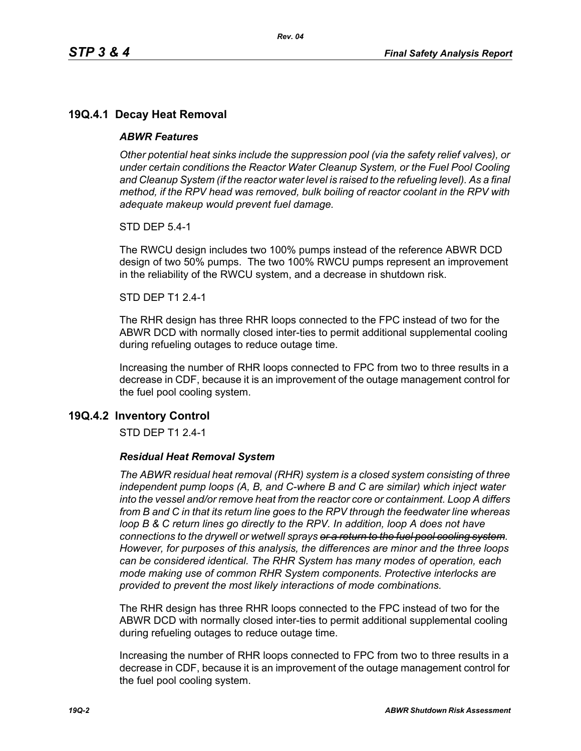## 19Q.4.1 Decay Heat Removal

### *ABWR Features*

*Other potential heat sinks include the suppression pool (via the safety relief valves), or under certain conditions the Reactor Water Cleanup System, or the Fuel Pool Cooling and Cleanup System (if the reactor water level is raised to the refueling level). As a final method, if the RPV head was removed, bulk boiling of reactor coolant in the RPV with adequate makeup would prevent fuel damage.*

STD DEP 5.4-1

The RWCU design includes two 100% pumps instead of the reference ABWR DCD design of two 50% pumps. The two 100% RWCU pumps represent an improvement in the reliability of the RWCU system, and a decrease in shutdown risk.

STD DEP T1 2.4-1

The RHR design has three RHR loops connected to the FPC instead of two for the ABWR DCD with normally closed inter-ties to permit additional supplemental cooling during refueling outages to reduce outage time.

Increasing the number of RHR loops connected to FPC from two to three results in a decrease in CDF, because it is an improvement of the outage management control for the fuel pool cooling system.

## 19Q.4.2 Inventory Control

STD DEP T1 2.4-1

### *Residual Heat Removal System*

*The ABWR residual heat removal (RHR) system is a closed system consisting of three independent pump loops (A, B, and C-where B and C are similar) which inject water into the vessel and/or remove heat from the reactor core or containment. Loop A differs from B and C in that its return line goes to the RPV through the feedwater line whereas loop B & C return lines go directly to the RPV. In addition, loop A does not have connections to the drywell or wetwell sprays ~~or a return to the fuel pool cooling system~~. However, for purposes of this analysis, the differences are minor and the three loops can be considered identical. The RHR System has many modes of operation, each mode making use of common RHR System components. Protective interlocks are provided to prevent the most likely interactions of mode combinations.*

The RHR design has three RHR loops connected to the FPC instead of two for the ABWR DCD with normally closed inter-ties to permit additional supplemental cooling during refueling outages to reduce outage time.

Increasing the number of RHR loops connected to FPC from two to three results in a decrease in CDF, because it is an improvement of the outage management control for the fuel pool cooling system.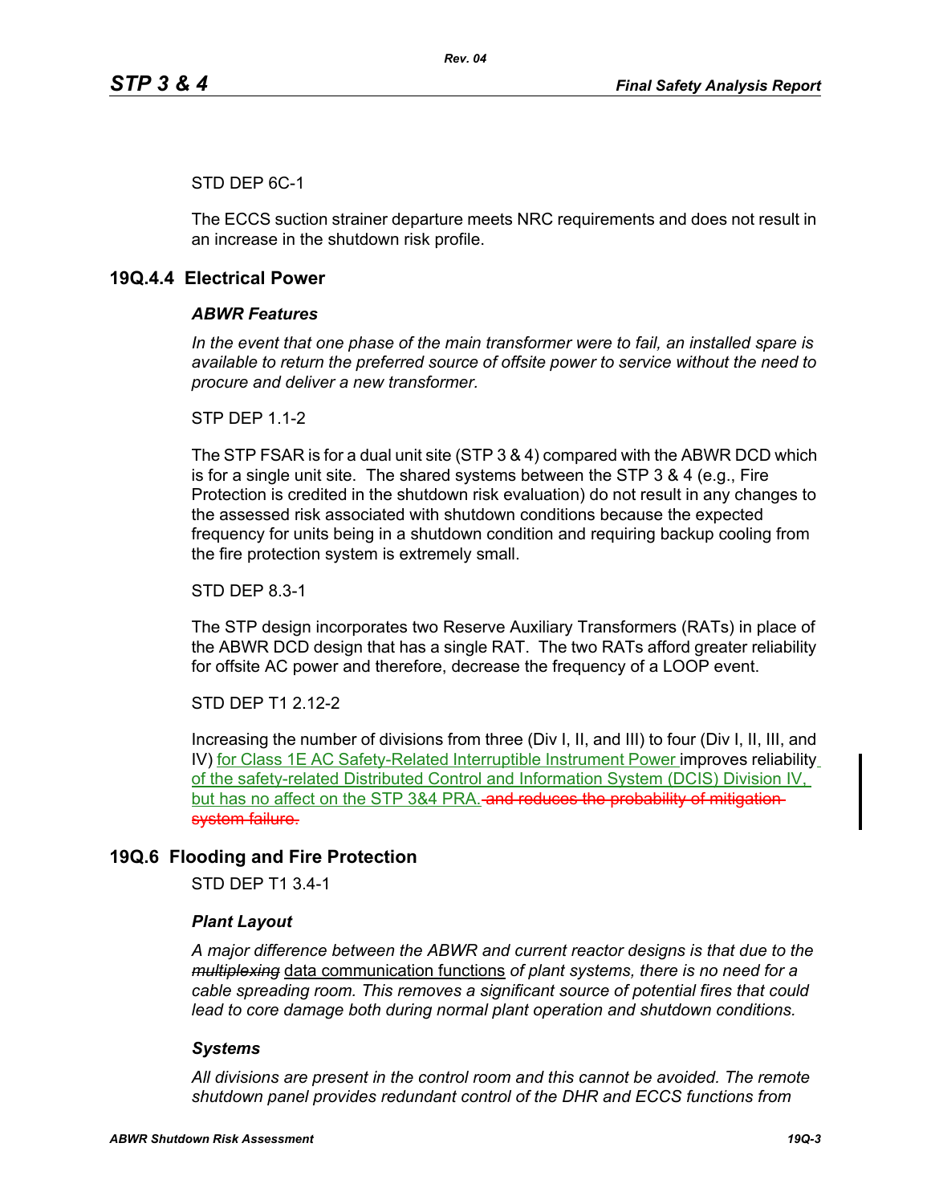STD DEP 6C-1

The ECCS suction strainer departure meets NRC requirements and does not result in an increase in the shutdown risk profile.

## 19Q.4.4 Electrical Power

### *ABWR Features*

*In the event that one phase of the main transformer were to fail, an installed spare is available to return the preferred source of offsite power to service without the need to procure and deliver a new transformer.*

STP DEP 1.1-2

The STP FSAR is for a dual unit site (STP 3 & 4) compared with the ABWR DCD which is for a single unit site. The shared systems between the STP 3 & 4 (e.g., Fire Protection is credited in the shutdown risk evaluation) do not result in any changes to the assessed risk associated with shutdown conditions because the expected frequency for units being in a shutdown condition and requiring backup cooling from the fire protection system is extremely small.

STD DEP 8.3-1

The STP design incorporates two Reserve Auxiliary Transformers (RATs) in place of the ABWR DCD design that has a single RAT. The two RATs afford greater reliability for offsite AC power and therefore, decrease the frequency of a LOOP event.

STD DEP T1 2.12-2

Increasing the number of divisions from three (Div I, II, and III) to four (Div I, II, III, and IV) for Class 1E AC Safety-Related Interruptible Instrument Power improves reliability of the safety-related Distributed Control and Information System (DCIS) Division IV, but has no affect on the STP 3&4 PRA. ~~and reduces the probability of mitigation system failure.~~

## 19Q.6 Flooding and Fire Protection

STD DEP T1 3.4-1

### *Plant Layout*

*A major difference between the ABWR and current reactor designs is that due to the ~~multiplexing~~* data communication functions *of plant systems, there is no need for a cable spreading room. This removes a significant source of potential fires that could lead to core damage both during normal plant operation and shutdown conditions.*

### *Systems*

*All divisions are present in the control room and this cannot be avoided. The remote shutdown panel provides redundant control of the DHR and ECCS functions from*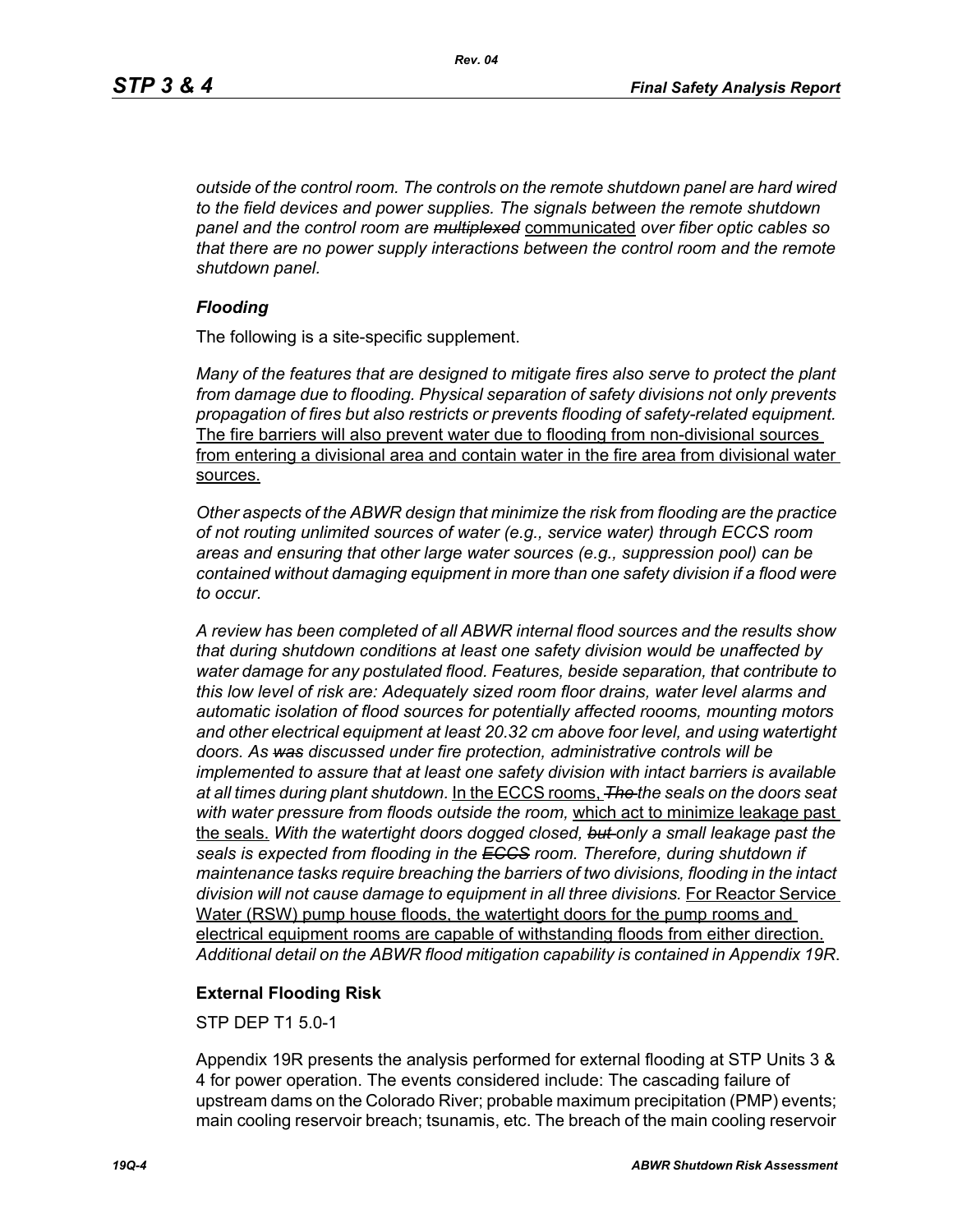*outside of the control room. The controls on the remote shutdown panel are hard wired to the field devices and power supplies. The signals between the remote shutdown panel and the control room are* ~~*multiplexed*~~ <u>communicated</u> *over fiber optic cables so that there are no power supply interactions between the control room and the remote shutdown panel.*

### *Flooding*

The following is a site-specific supplement.

*Many of the features that are designed to mitigate fires also serve to protect the plant from damage due to flooding. Physical separation of safety divisions not only prevents propagation of fires but also restricts or prevents flooding of safety-related equipment.* <u>The fire barriers will also prevent water due to flooding from non-divisional sources from entering a divisional area and contain water in the fire area from divisional water sources.</u>

*Other aspects of the ABWR design that minimize the risk from flooding are the practice of not routing unlimited sources of water (e.g., service water) through ECCS room areas and ensuring that other large water sources (e.g., suppression pool) can be contained without damaging equipment in more than one safety division if a flood were to occur.*

*A review has been completed of all ABWR internal flood sources and the results show that during shutdown conditions at least one safety division would be unaffected by water damage for any postulated flood. Features, beside separation, that contribute to this low level of risk are: Adequately sized room floor drains, water level alarms and automatic isolation of flood sources for potentially affected roooms, mounting motors and other electrical equipment at least 20.32 cm above foor level, and using watertight doors. As* ~~*was*~~ *discussed under fire protection, administrative controls will be implemented to assure that at least one safety division with intact barriers is available at all times during plant shutdown.* <u>In the ECCS rooms,</u> ~~*The*~~ *the seals on the doors seat with water pressure from floods outside the room,* <u>which act to minimize leakage past the seals.</u> *With the watertight doors dogged closed,* ~~*but*~~ *only a small leakage past the seals is expected from flooding in the* ~~*ECCS*~~ *room. Therefore, during shutdown if maintenance tasks require breaching the barriers of two divisions, flooding in the intact division will not cause damage to equipment in all three divisions.* <u>For Reactor Service Water (RSW) pump house floods, the watertight doors for the pump rooms and electrical equipment rooms are capable of withstanding floods from either direction.</u> *Additional detail on the ABWR flood mitigation capability is contained in Appendix 19R.*

### External Flooding Risk

STP DEP T1 5.0-1

Appendix 19R presents the analysis performed for external flooding at STP Units 3 & 4 for power operation. The events considered include: The cascading failure of upstream dams on the Colorado River; probable maximum precipitation (PMP) events; main cooling reservoir breach; tsunamis, etc. The breach of the main cooling reservoir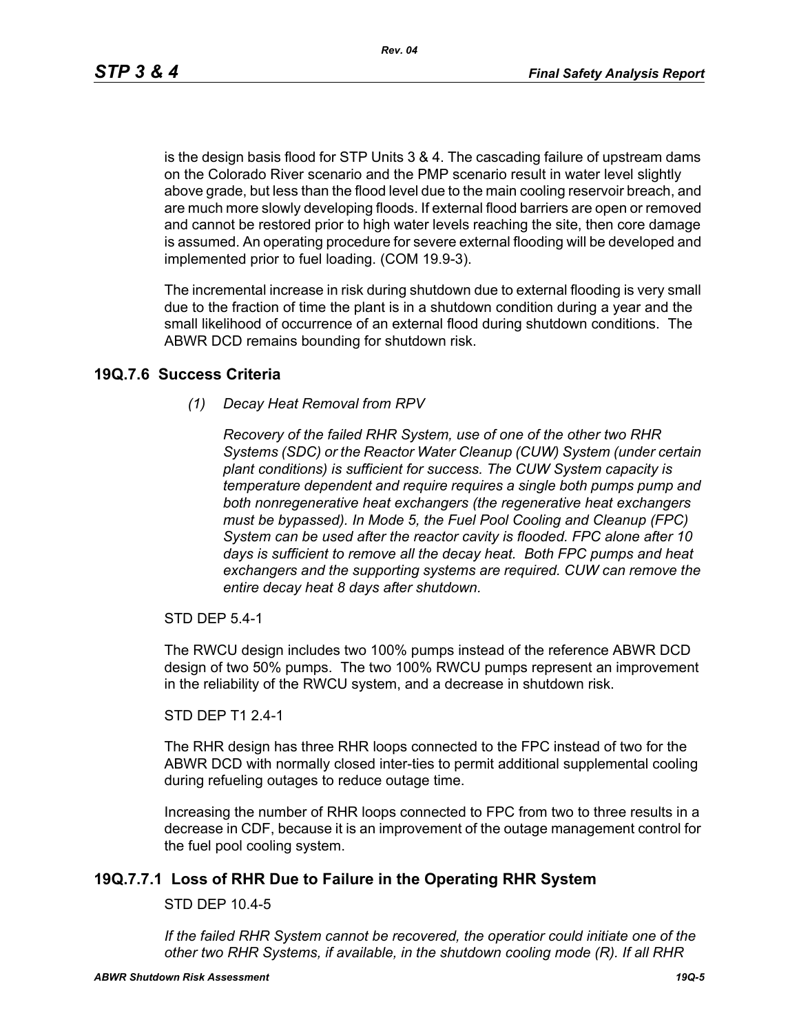is the design basis flood for STP Units 3 & 4. The cascading failure of upstream dams on the Colorado River scenario and the PMP scenario result in water level slightly above grade, but less than the flood level due to the main cooling reservoir breach, and are much more slowly developing floods. If external flood barriers are open or removed and cannot be restored prior to high water levels reaching the site, then core damage is assumed. An operating procedure for severe external flooding will be developed and implemented prior to fuel loading. (COM 19.9-3).

The incremental increase in risk during shutdown due to external flooding is very small due to the fraction of time the plant is in a shutdown condition during a year and the small likelihood of occurrence of an external flood during shutdown conditions. The ABWR DCD remains bounding for shutdown risk.

## 19Q.7.6 Success Criteria

*(1) Decay Heat Removal from RPV*

*Recovery of the failed RHR System, use of one of the other two RHR Systems (SDC) or the Reactor Water Cleanup (CUW) System (under certain plant conditions) is sufficient for success. The CUW System capacity is temperature dependent and require requires a single both pumps pump and both nonregenerative heat exchangers (the regenerative heat exchangers must be bypassed). In Mode 5, the Fuel Pool Cooling and Cleanup (FPC) System can be used after the reactor cavity is flooded. FPC alone after 10 days is sufficient to remove all the decay heat. Both FPC pumps and heat exchangers and the supporting systems are required. CUW can remove the entire decay heat 8 days after shutdown.*

STD DEP 5.4-1

The RWCU design includes two 100% pumps instead of the reference ABWR DCD design of two 50% pumps. The two 100% RWCU pumps represent an improvement in the reliability of the RWCU system, and a decrease in shutdown risk.

STD DEP T1 2.4-1

The RHR design has three RHR loops connected to the FPC instead of two for the ABWR DCD with normally closed inter-ties to permit additional supplemental cooling during refueling outages to reduce outage time.

Increasing the number of RHR loops connected to FPC from two to three results in a decrease in CDF, because it is an improvement of the outage management control for the fuel pool cooling system.

## 19Q.7.7.1 Loss of RHR Due to Failure in the Operating RHR System

STD DEP 10.4-5

*If the failed RHR System cannot be recovered, the operatior could initiate one of the other two RHR Systems, if available, in the shutdown cooling mode (R). If all RHR*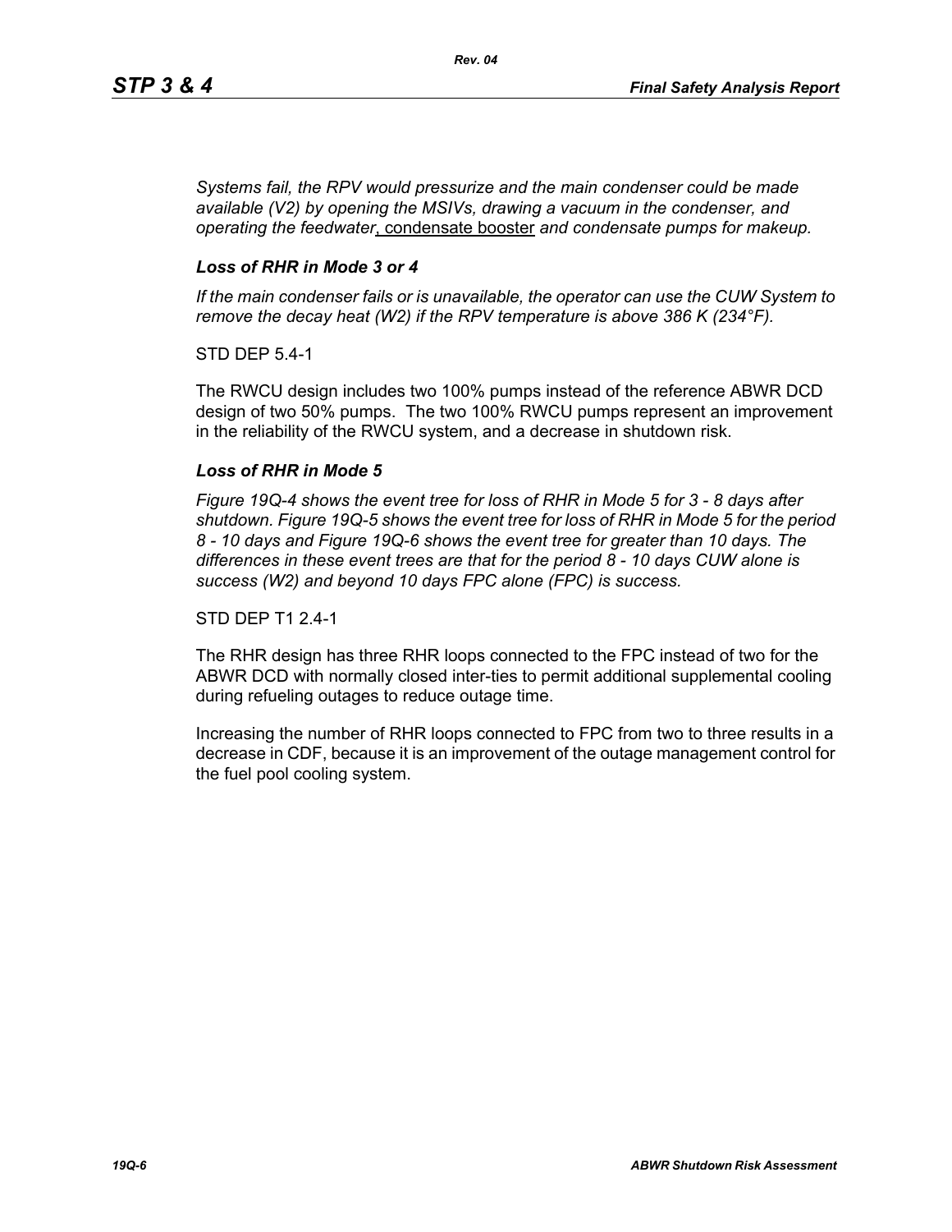*Systems fail, the RPV would pressurize and the main condenser could be made available (V2) by opening the MSIVs, drawing a vacuum in the condenser, and operating the feedwater*, condensate booster *and condensate pumps for makeup.*

### *Loss of RHR in Mode 3 or 4*

*If the main condenser fails or is unavailable, the operator can use the CUW System to remove the decay heat (W2) if the RPV temperature is above 386 K (234°F).*

STD DEP 5.4-1

The RWCU design includes two 100% pumps instead of the reference ABWR DCD design of two 50% pumps. The two 100% RWCU pumps represent an improvement in the reliability of the RWCU system, and a decrease in shutdown risk.

### *Loss of RHR in Mode 5*

*Figure 19Q-4 shows the event tree for loss of RHR in Mode 5 for 3 - 8 days after shutdown. Figure 19Q-5 shows the event tree for loss of RHR in Mode 5 for the period 8 - 10 days and Figure 19Q-6 shows the event tree for greater than 10 days. The differences in these event trees are that for the period 8 - 10 days CUW alone is success (W2) and beyond 10 days FPC alone (FPC) is success.*

STD DEP T1 2.4-1

The RHR design has three RHR loops connected to the FPC instead of two for the ABWR DCD with normally closed inter-ties to permit additional supplemental cooling during refueling outages to reduce outage time.

Increasing the number of RHR loops connected to FPC from two to three results in a decrease in CDF, because it is an improvement of the outage management control for the fuel pool cooling system.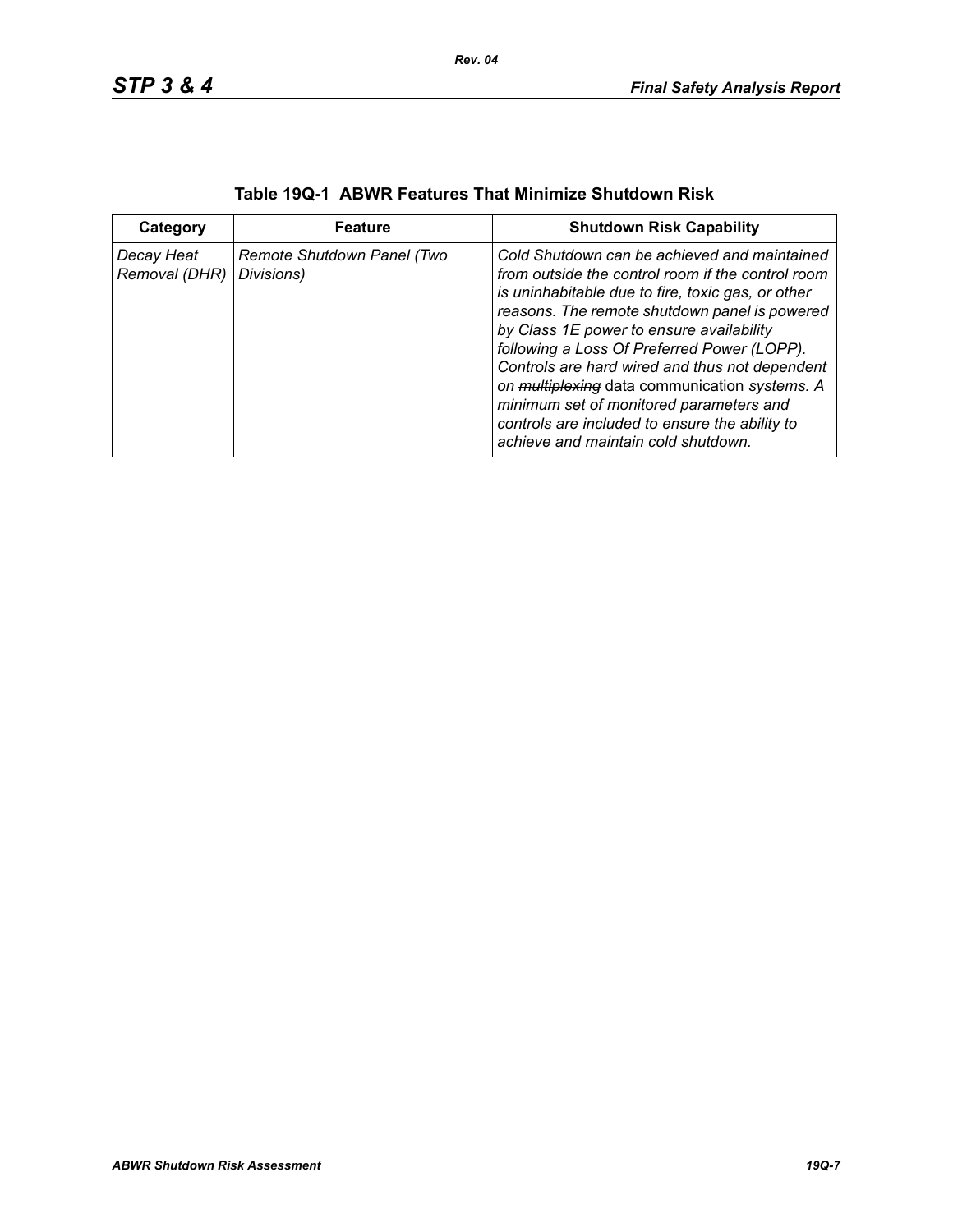**Table 19Q-1 ABWR Features That Minimize Shutdown Risk**

| Category | Feature | Shutdown Risk Capability |
|---|---|---|
| *Decay Heat Removal (DHR)* | *Remote Shutdown Panel (Two Divisions)* | *Cold Shutdown can be achieved and maintained from outside the control room if the control room is uninhabitable due to fire, toxic gas, or other reasons. The remote shutdown panel is powered by Class 1E power to ensure availability following a Loss Of Preferred Power (LOPP). Controls are hard wired and thus not dependent on ~~multiplexing~~* <u>data communication</u> *systems. A minimum set of monitored parameters and controls are included to ensure the ability to achieve and maintain cold shutdown.* |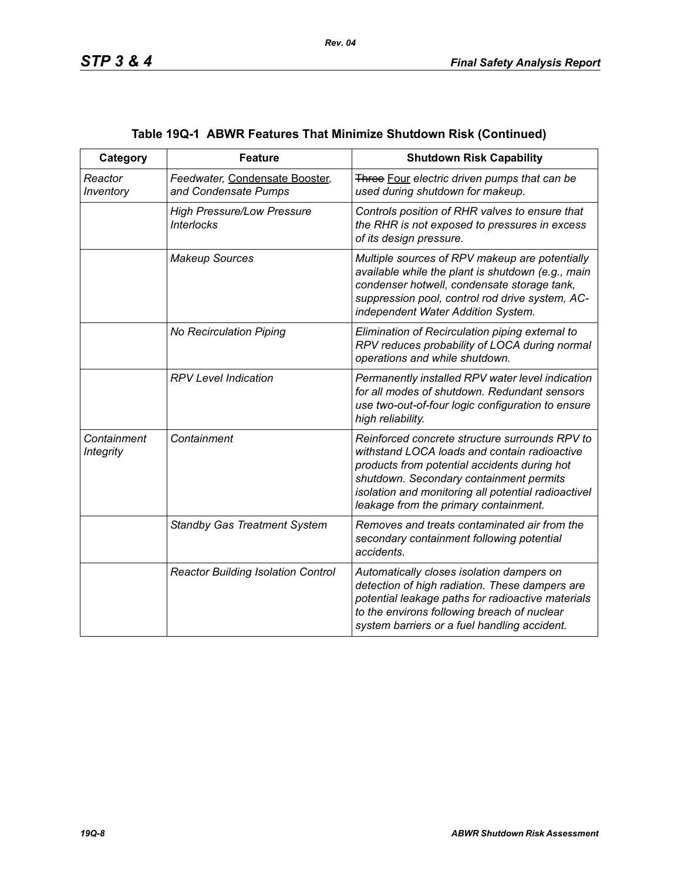## Table 19Q-1 ABWR Features That Minimize Shutdown Risk (Continued)

| Category | Feature | Shutdown Risk Capability |
|---|---|---|
| *Reactor Inventory* | *Feedwater,* Condensate Booster, *and Condensate Pumps* | ~~Three~~ Four *electric driven pumps that can be used during shutdown for makeup.* |
| | *High Pressure/Low Pressure Interlocks* | *Controls position of RHR valves to ensure that the RHR is not exposed to pressures in excess of its design pressure.* |
| | *Makeup Sources* | *Multiple sources of RPV makeup are potentially available while the plant is shutdown (e.g., main condenser hotwell, condensate storage tank, suppression pool, control rod drive system, AC-independent Water Addition System.* |
| | *No Recirculation Piping* | *Elimination of Recirculation piping external to RPV reduces probability of LOCA during normal operations and while shutdown.* |
| | *RPV Level Indication* | *Permanently installed RPV water level indication for all modes of shutdown. Redundant sensors use two-out-of-four logic configuration to ensure high reliability.* |
| *Containment Integrity* | *Containment* | *Reinforced concrete structure surrounds RPV to withstand LOCA loads and contain radioactive products from potential accidents during hot shutdown. Secondary containment permits isolation and monitoring all potential radioactivel leakage from the primary containment.* |
| | *Standby Gas Treatment System* | *Removes and treats contaminated air from the secondary containment following potential accidents.* |
| | *Reactor Building Isolation Control* | *Automatically closes isolation dampers on detection of high radiation. These dampers are potential leakage paths for radioactive materials to the environs following breach of nuclear system barriers or a fuel handling accident.* |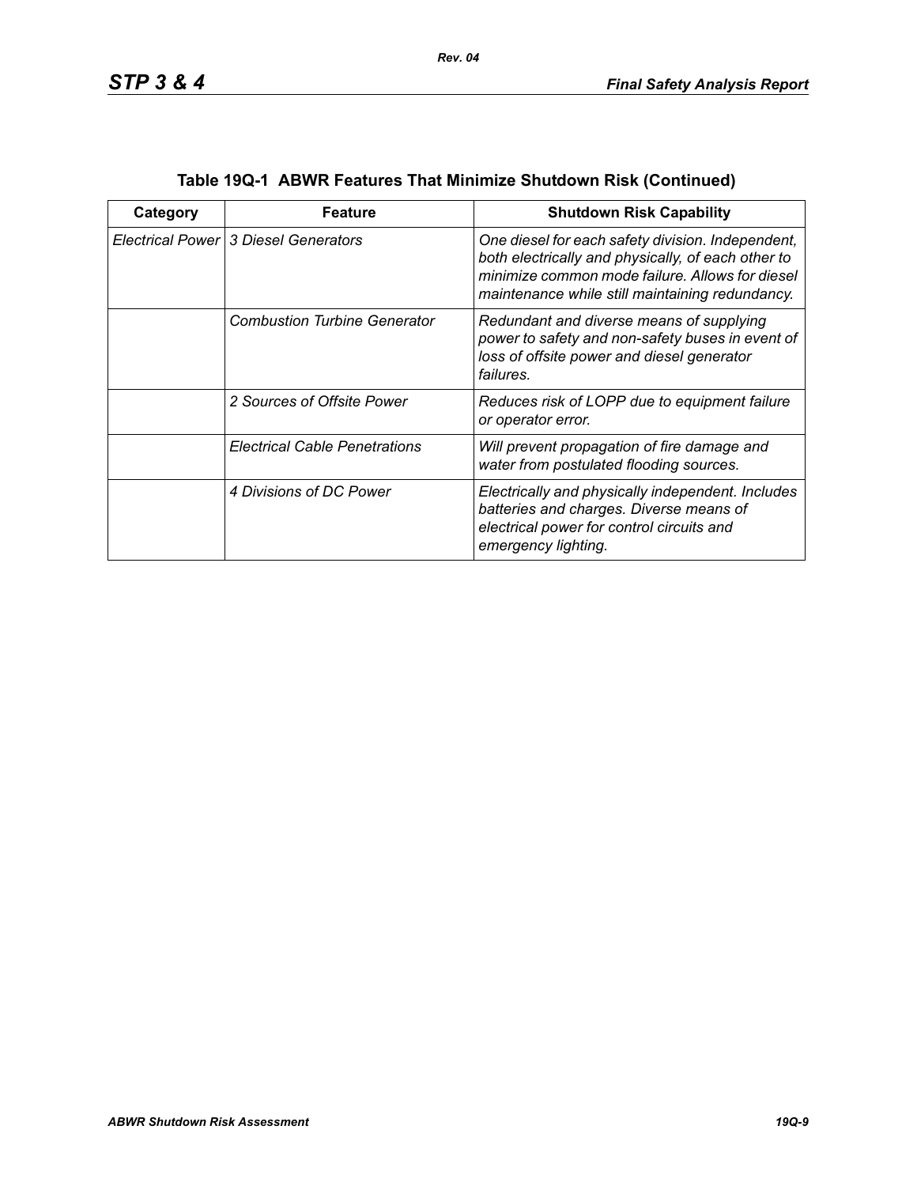**Table 19Q-1 ABWR Features That Minimize Shutdown Risk (Continued)**

| Category | Feature | Shutdown Risk Capability |
|---|---|---|
| *Electrical Power* | *3 Diesel Generators* | *One diesel for each safety division. Independent, both electrically and physically, of each other to minimize common mode failure. Allows for diesel maintenance while still maintaining redundancy.* |
| | *Combustion Turbine Generator* | *Redundant and diverse means of supplying power to safety and non-safety buses in event of loss of offsite power and diesel generator failures.* |
| | *2 Sources of Offsite Power* | *Reduces risk of LOPP due to equipment failure or operator error.* |
| | *Electrical Cable Penetrations* | *Will prevent propagation of fire damage and water from postulated flooding sources.* |
| | *4 Divisions of DC Power* | *Electrically and physically independent. Includes batteries and charges. Diverse means of electrical power for control circuits and emergency lighting.* |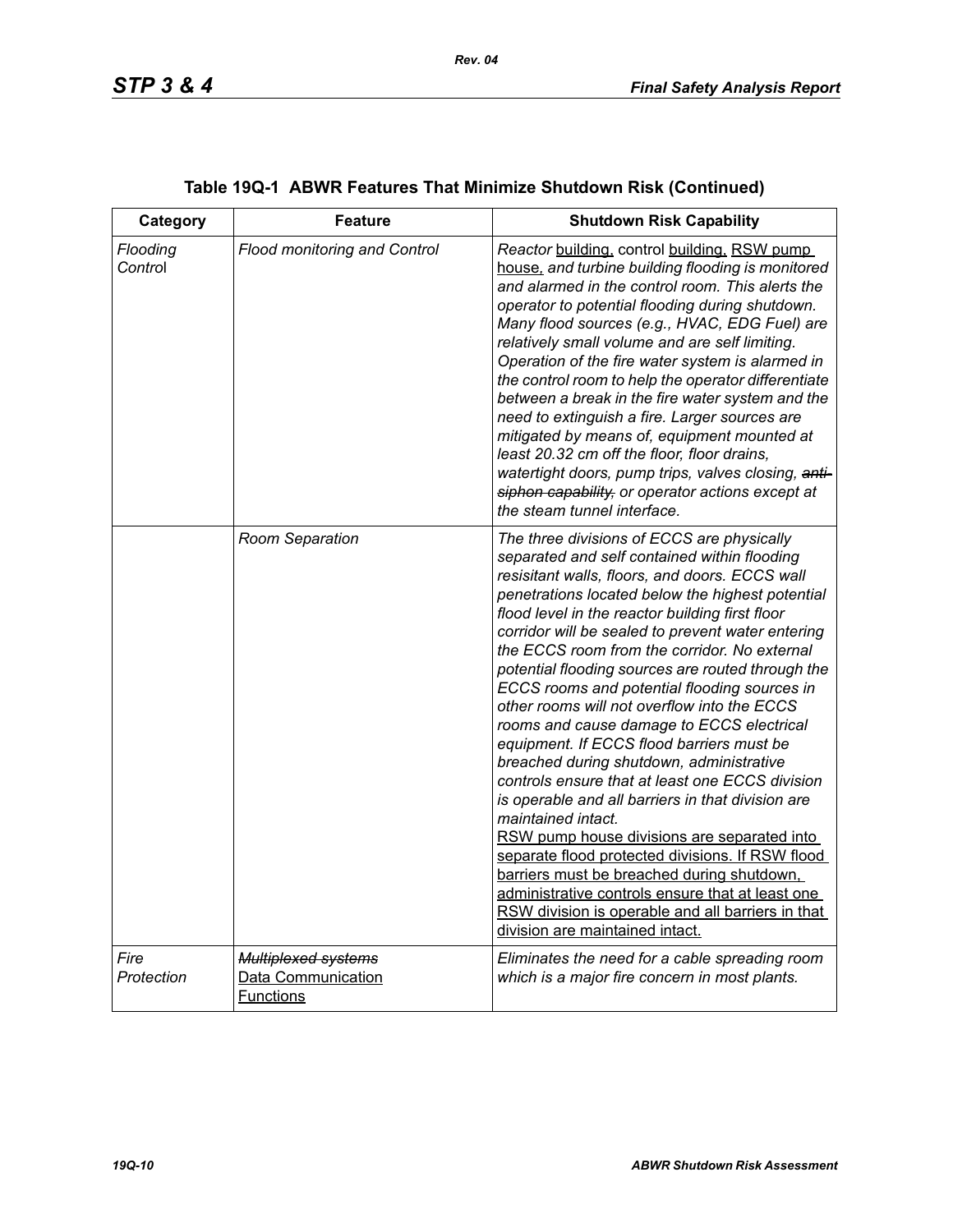## Table 19Q-1 ABWR Features That Minimize Shutdown Risk (Continued)

| Category | Feature | Shutdown Risk Capability |
|---|---|---|
| *Flooding Control* | *Flood monitoring and Control* | *Reactor* building, control building, RSW pump house, *and turbine building flooding is monitored and alarmed in the control room. This alerts the operator to potential flooding during shutdown. Many flood sources (e.g., HVAC, EDG Fuel) are relatively small volume and are self limiting. Operation of the fire water system is alarmed in the control room to help the operator differentiate between a break in the fire water system and the need to extinguish a fire. Larger sources are mitigated by means of, equipment mounted at least 20.32 cm off the floor, floor drains, watertight doors, pump trips, valves closing,* ~~*anti-siphon capability,*~~ *or operator actions except at the steam tunnel interface.* |
| | *Room Separation* | *The three divisions of ECCS are physically separated and self contained within flooding resisitant walls, floors, and doors. ECCS wall penetrations located below the highest potential flood level in the reactor building first floor corridor will be sealed to prevent water entering the ECCS room from the corridor. No external potential flooding sources are routed through the ECCS rooms and potential flooding sources in other rooms will not overflow into the ECCS rooms and cause damage to ECCS electrical equipment. If ECCS flood barriers must be breached during shutdown, administrative controls ensure that at least one ECCS division is operable and all barriers in that division are maintained intact.* RSW pump house divisions are separated into separate flood protected divisions. If RSW flood barriers must be breached during shutdown, administrative controls ensure that at least one RSW division is operable and all barriers in that division are maintained intact. |
| *Fire Protection* | ~~*Multiplexed systems*~~ Data Communication Functions | *Eliminates the need for a cable spreading room which is a major fire concern in most plants.* |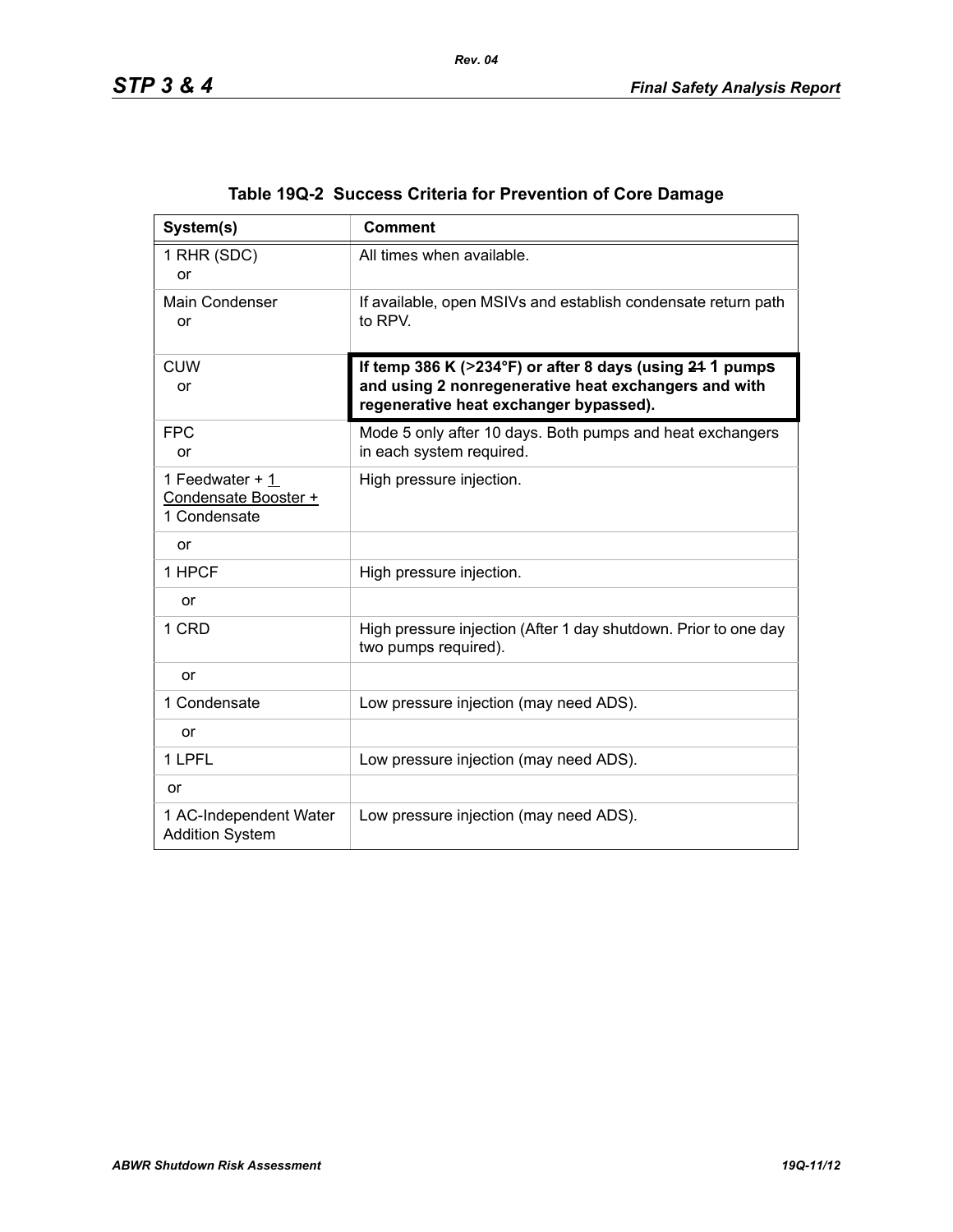**Table 19Q-2 Success Criteria for Prevention of Core Damage**

| System(s) | Comment |
|---|---|
| 1 RHR (SDC)<br>or | All times when available. |
| Main Condenser<br>or | If available, open MSIVs and establish condensate return path to RPV. |
| CUW<br>or | **If temp 386 K (>234°F) or after 8 days (using ~~2~~1 1 pumps and using 2 nonregenerative heat exchangers and with regenerative heat exchanger bypassed).** |
| FPC<br>or | Mode 5 only after 10 days. Both pumps and heat exchangers in each system required. |
| 1 Feedwater + 1 Condensate Booster + 1 Condensate | High pressure injection. |
| or | |
| 1 HPCF | High pressure injection. |
| or | |
| 1 CRD | High pressure injection (After 1 day shutdown. Prior to one day two pumps required). |
| or | |
| 1 Condensate | Low pressure injection (may need ADS). |
| or | |
| 1 LPFL | Low pressure injection (may need ADS). |
| or | |
| 1 AC-Independent Water Addition System | Low pressure injection (may need ADS). |